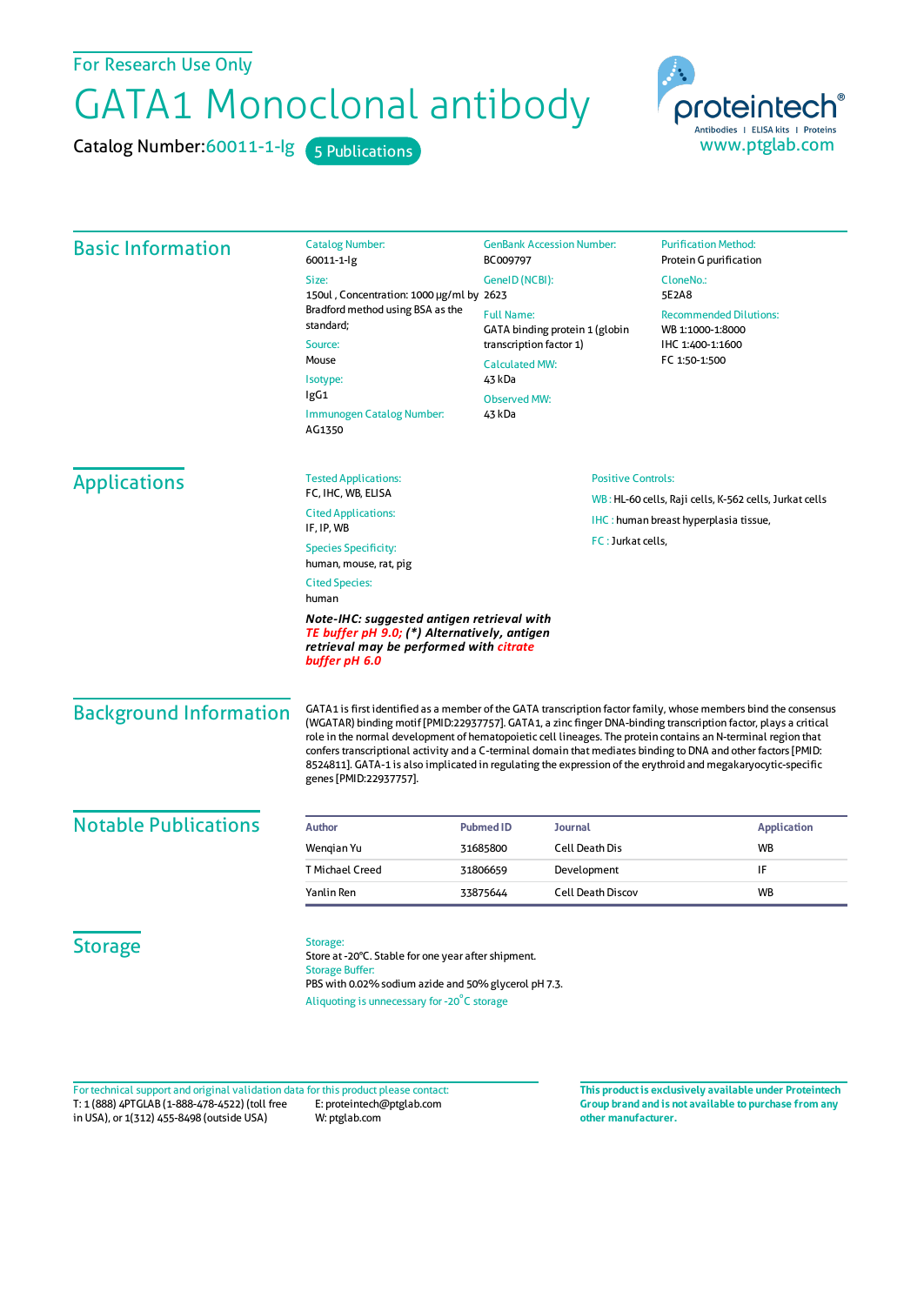For Research Use Only

# GATA1 Monoclonal antibody

Catalog Number: 60011-1-Ig    5 Publications

proteintech®
Antibodies | ELISA kits | Proteins
www.ptglab.com

## Basic Information

**Catalog Number:**
60011-1-Ig

**Size:**
150ul , Concentration: 1000 μg/ml by Bradford method using BSA as the standard;

**Source:**
Mouse

**Isotype:**
IgG1

**Immunogen Catalog Number:**
AG1350

**GenBank Accession Number:**
BC009797

**GeneID (NCBI):**
2623

**Full Name:**
GATA binding protein 1 (globin transcription factor 1)

**Calculated MW:**
43 kDa

**Observed MW:**
43 kDa

**Purification Method:**
Protein G purification

**CloneNo.:**
5E2A8

**Recommended Dilutions:**
WB 1:1000-1:8000
IHC 1:400-1:1600
FC 1:50-1:500

## Applications

**Tested Applications:**
FC, IHC, WB, ELISA

**Cited Applications:**
IF, IP, WB

**Species Specificity:**
human, mouse, rat, pig

**Cited Species:**
human

***Note-IHC: suggested antigen retrieval with TE buffer pH 9.0; (\*) Alternatively, antigen retrieval may be performed with citrate buffer pH 6.0***

**Positive Controls:**

WB : HL-60 cells, Raji cells, K-562 cells, Jurkat cells

IHC : human breast hyperplasia tissue,

FC : Jurkat cells,

## Background Information

GATA1 is first identified as a member of the GATA transcription factor family, whose members bind the consensus (WGATAR) binding motif [PMID:22937757]. GATA1, a zinc finger DNA-binding transcription factor, plays a critical role in the normal development of hematopoietic cell lineages. The protein contains an N-terminal region that confers transcriptional activity and a C-terminal domain that mediates binding to DNA and other factors [PMID: 8524811]. GATA-1 is also implicated in regulating the expression of the erythroid and megakaryocytic-specific genes [PMID:22937757].

## Notable Publications

| Author | Pubmed ID | Journal | Application |
|---|---|---|---|
| Wenqian Yu | 31685800 | Cell Death Dis | WB |
| T Michael Creed | 31806659 | Development | IF |
| Yanlin Ren | 33875644 | Cell Death Discov | WB |

## Storage

**Storage:**
Store at -20°C. Stable for one year after shipment.

**Storage Buffer:**
PBS with 0.02% sodium azide and 50% glycerol pH 7.3.

Aliquoting is unnecessary for -20°C storage

For technical support and original validation data for this product please contact:
T: 1 (888) 4PTGLAB (1-888-478-4522) (toll free in USA), or 1(312) 455-8498 (outside USA)
E: proteintech@ptglab.com
W: ptglab.com

**This product is exclusively available under Proteintech Group brand and is not available to purchase from any other manufacturer.**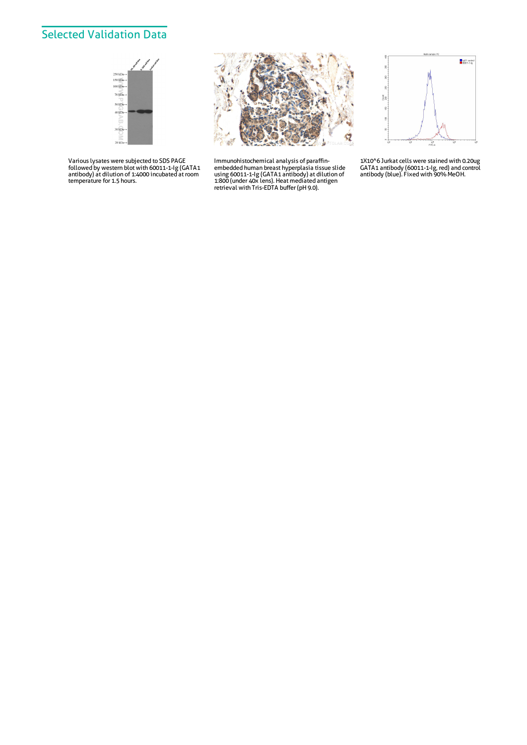## Selected Validation Data

250 kDa→
150 kDa→
100 kDa→
70 kDa→
50 kDa→
40 kDa→
30 kDa→
20 kDa→

Various lysates were subjected to SDS PAGE followed by western blot with 60011-1-Ig (GATA1 antibody) at dilution of 1:4000 incubated at room temperature for 1.5 hours.

Immunohistochemical analysis of paraffin-embedded human breast hyperplasia tissue slide using 60011-1-Ig (GATA1 antibody) at dilution of 1:800 (under 40x lens). Heat mediated antigen retrieval with Tris-EDTA buffer (pH 9.0).

1X10^6 Jurkat cells were stained with 0.20ug GATA1 antibody (60011-1-Ig, red) and control antibody (blue). Fixed with 90% MeOH.